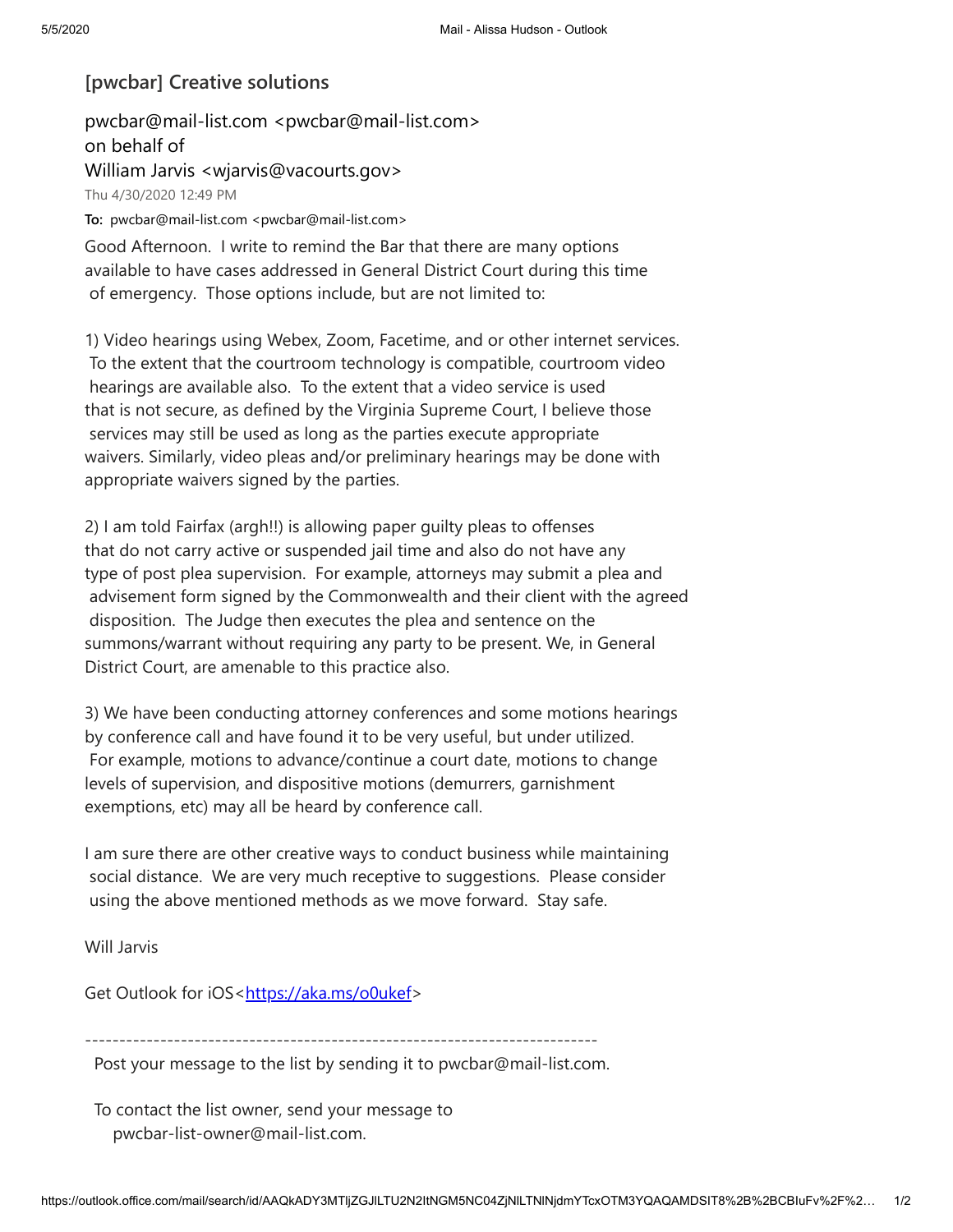## [pwcbar] Creative solutions

pwcbar@mail-list.com <pwcbar@mail-list.com>
on behalf of
William Jarvis <wjarvis@vacourts.gov>

Thu 4/30/2020 12:49 PM

**To:** pwcbar@mail-list.com <pwcbar@mail-list.com>

Good Afternoon. I write to remind the Bar that there are many options available to have cases addressed in General District Court during this time of emergency. Those options include, but are not limited to:

1) Video hearings using Webex, Zoom, Facetime, and or other internet services. To the extent that the courtroom technology is compatible, courtroom video hearings are available also. To the extent that a video service is used that is not secure, as defined by the Virginia Supreme Court, I believe those services may still be used as long as the parties execute appropriate waivers. Similarly, video pleas and/or preliminary hearings may be done with appropriate waivers signed by the parties.

2) I am told Fairfax (argh!!) is allowing paper guilty pleas to offenses that do not carry active or suspended jail time and also do not have any type of post plea supervision. For example, attorneys may submit a plea and advisement form signed by the Commonwealth and their client with the agreed disposition. The Judge then executes the plea and sentence on the summons/warrant without requiring any party to be present. We, in General District Court, are amenable to this practice also.

3) We have been conducting attorney conferences and some motions hearings by conference call and have found it to be very useful, but under utilized. For example, motions to advance/continue a court date, motions to change levels of supervision, and dispositive motions (demurrers, garnishment exemptions, etc) may all be heard by conference call.

I am sure there are other creative ways to conduct business while maintaining social distance. We are very much receptive to suggestions. Please consider using the above mentioned methods as we move forward. Stay safe.

Will Jarvis

Get Outlook for iOS<https://aka.ms/o0ukef>

---

Post your message to the list by sending it to pwcbar@mail-list.com.

To contact the list owner, send your message to
pwcbar-list-owner@mail-list.com.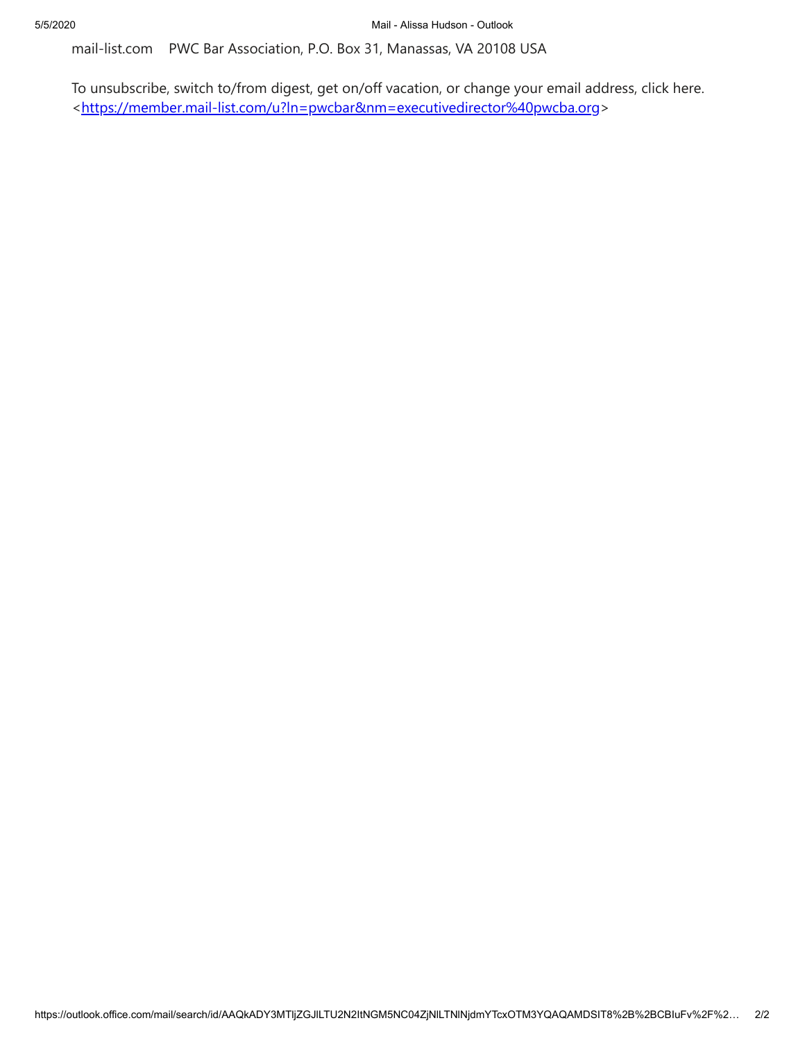mail-list.com PWC Bar Association, P.O. Box 31, Manassas, VA 20108 USA

To unsubscribe, switch to/from digest, get on/off vacation, or change your email address, click here. <https://member.mail-list.com/u?ln=pwcbar&nm=executivedirector%40pwcba.org>